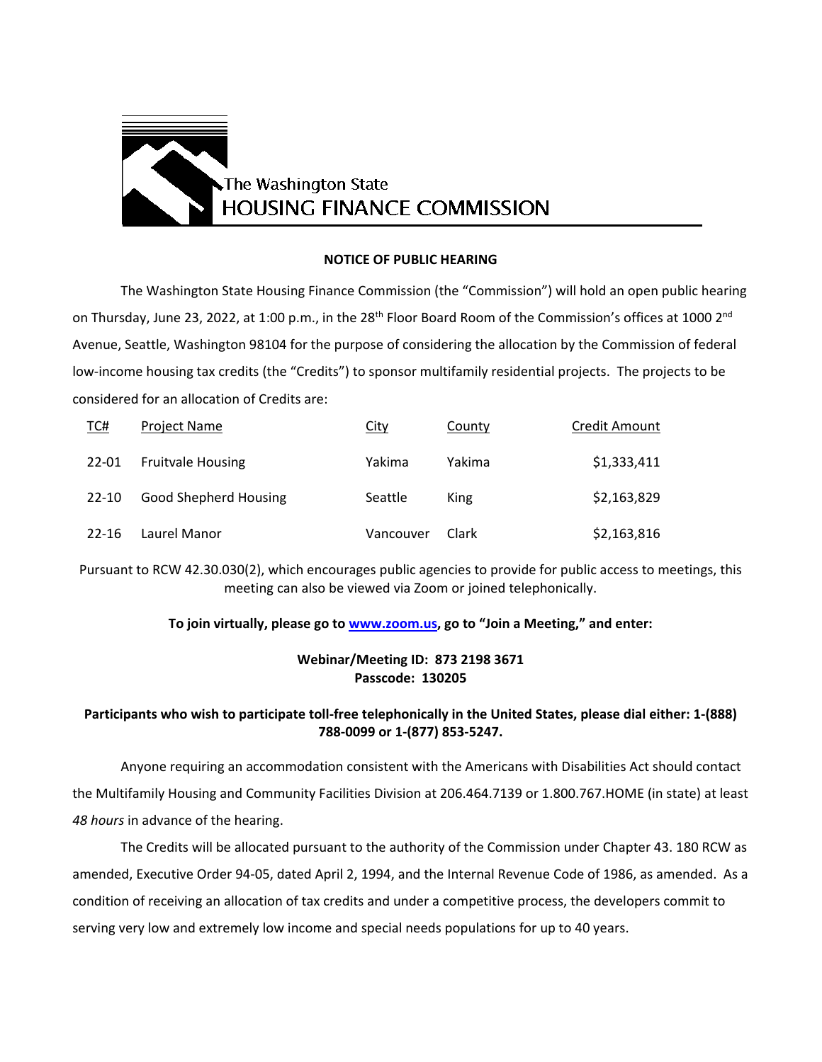The Washington State
HOUSING FINANCE COMMISSION

## NOTICE OF PUBLIC HEARING

The Washington State Housing Finance Commission (the "Commission") will hold an open public hearing on Thursday, June 23, 2022, at 1:00 p.m., in the 28th Floor Board Room of the Commission's offices at 1000 2nd Avenue, Seattle, Washington 98104 for the purpose of considering the allocation by the Commission of federal low-income housing tax credits (the "Credits") to sponsor multifamily residential projects. The projects to be considered for an allocation of Credits are:

| TC# | Project Name | City | County | Credit Amount |
|---|---|---|---|---|
| 22-01 | Fruitvale Housing | Yakima | Yakima | $1,333,411 |
| 22-10 | Good Shepherd Housing | Seattle | King | $2,163,829 |
| 22-16 | Laurel Manor | Vancouver | Clark | $2,163,816 |

Pursuant to RCW 42.30.030(2), which encourages public agencies to provide for public access to meetings, this meeting can also be viewed via Zoom or joined telephonically.

**To join virtually, please go to www.zoom.us, go to "Join a Meeting," and enter:**

**Webinar/Meeting ID: 873 2198 3671**
**Passcode: 130205**

**Participants who wish to participate toll-free telephonically in the United States, please dial either: 1-(888) 788-0099 or 1-(877) 853-5247.**

Anyone requiring an accommodation consistent with the Americans with Disabilities Act should contact the Multifamily Housing and Community Facilities Division at 206.464.7139 or 1.800.767.HOME (in state) at least *48 hours* in advance of the hearing.

The Credits will be allocated pursuant to the authority of the Commission under Chapter 43. 180 RCW as amended, Executive Order 94-05, dated April 2, 1994, and the Internal Revenue Code of 1986, as amended. As a condition of receiving an allocation of tax credits and under a competitive process, the developers commit to serving very low and extremely low income and special needs populations for up to 40 years.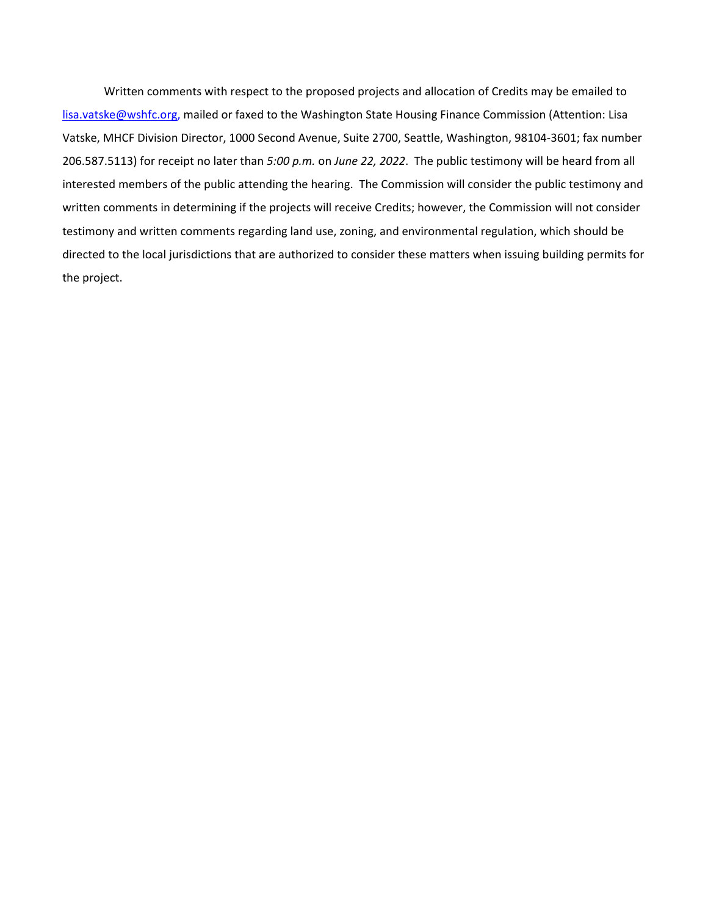Written comments with respect to the proposed projects and allocation of Credits may be emailed to [lisa.vatske@wshfc.org](mailto:lisa.vatske@wshfc.org), mailed or faxed to the Washington State Housing Finance Commission (Attention: Lisa Vatske, MHCF Division Director, 1000 Second Avenue, Suite 2700, Seattle, Washington, 98104-3601; fax number 206.587.5113) for receipt no later than *5:00 p.m.* on *June 22, 2022*. The public testimony will be heard from all interested members of the public attending the hearing. The Commission will consider the public testimony and written comments in determining if the projects will receive Credits; however, the Commission will not consider testimony and written comments regarding land use, zoning, and environmental regulation, which should be directed to the local jurisdictions that are authorized to consider these matters when issuing building permits for the project.